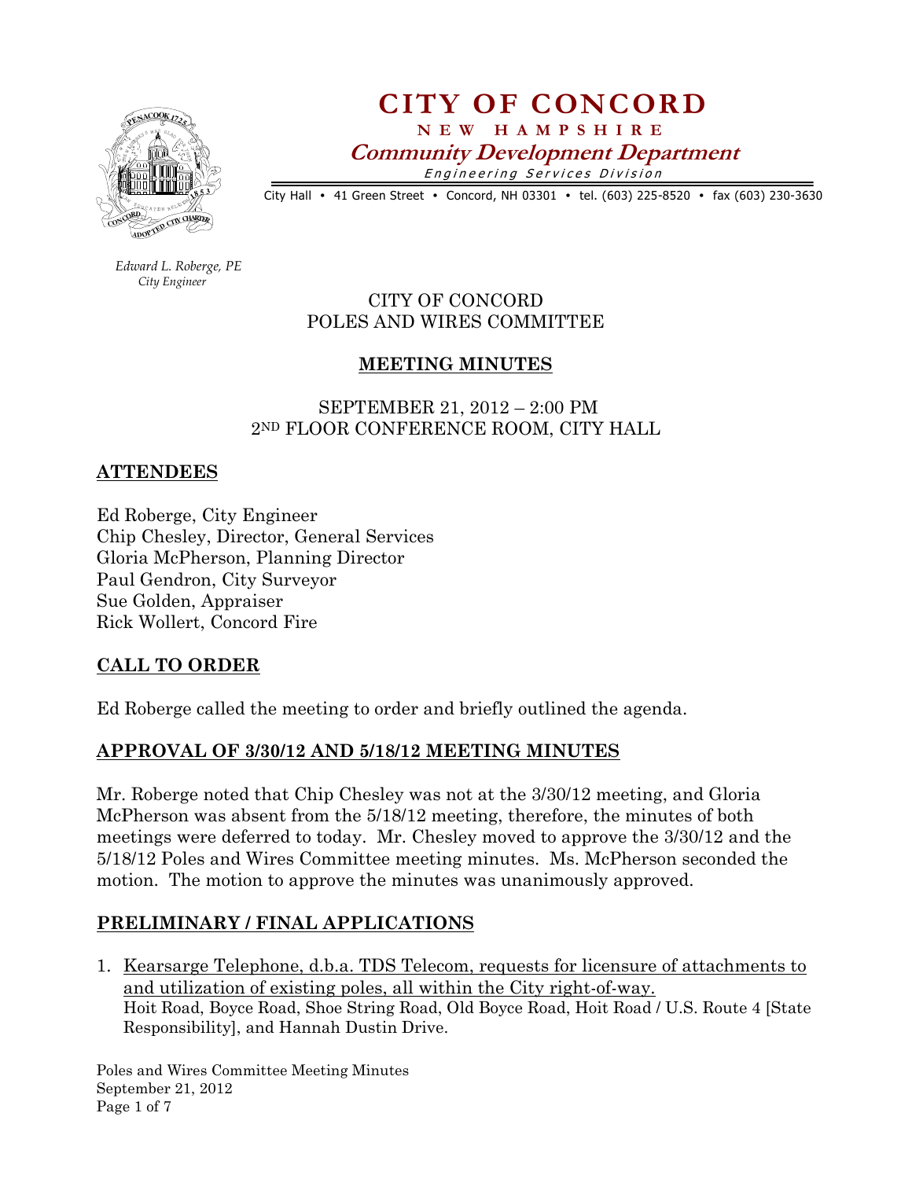# CITY OF CONCORD

**NEW HAMPSHIRE**

***Community Development Department***

*Engineering Services Division*

City Hall • 41 Green Street • Concord, NH 03301 • tel. (603) 225-8520 • fax (603) 230-3630

*Edward L. Roberge, PE*
*City Engineer*

CITY OF CONCORD
POLES AND WIRES COMMITTEE

## MEETING MINUTES

SEPTEMBER 21, 2012 – 2:00 PM
2ND FLOOR CONFERENCE ROOM, CITY HALL

## ATTENDEES

Ed Roberge, City Engineer
Chip Chesley, Director, General Services
Gloria McPherson, Planning Director
Paul Gendron, City Surveyor
Sue Golden, Appraiser
Rick Wollert, Concord Fire

## CALL TO ORDER

Ed Roberge called the meeting to order and briefly outlined the agenda.

## APPROVAL OF 3/30/12 AND 5/18/12 MEETING MINUTES

Mr. Roberge noted that Chip Chesley was not at the 3/30/12 meeting, and Gloria McPherson was absent from the 5/18/12 meeting, therefore, the minutes of both meetings were deferred to today. Mr. Chesley moved to approve the 3/30/12 and the 5/18/12 Poles and Wires Committee meeting minutes. Ms. McPherson seconded the motion. The motion to approve the minutes was unanimously approved.

## PRELIMINARY / FINAL APPLICATIONS

1. Kearsarge Telephone, d.b.a. TDS Telecom, requests for licensure of attachments to and utilization of existing poles, all within the City right-of-way.
   Hoit Road, Boyce Road, Shoe String Road, Old Boyce Road, Hoit Road / U.S. Route 4 [State Responsibility], and Hannah Dustin Drive.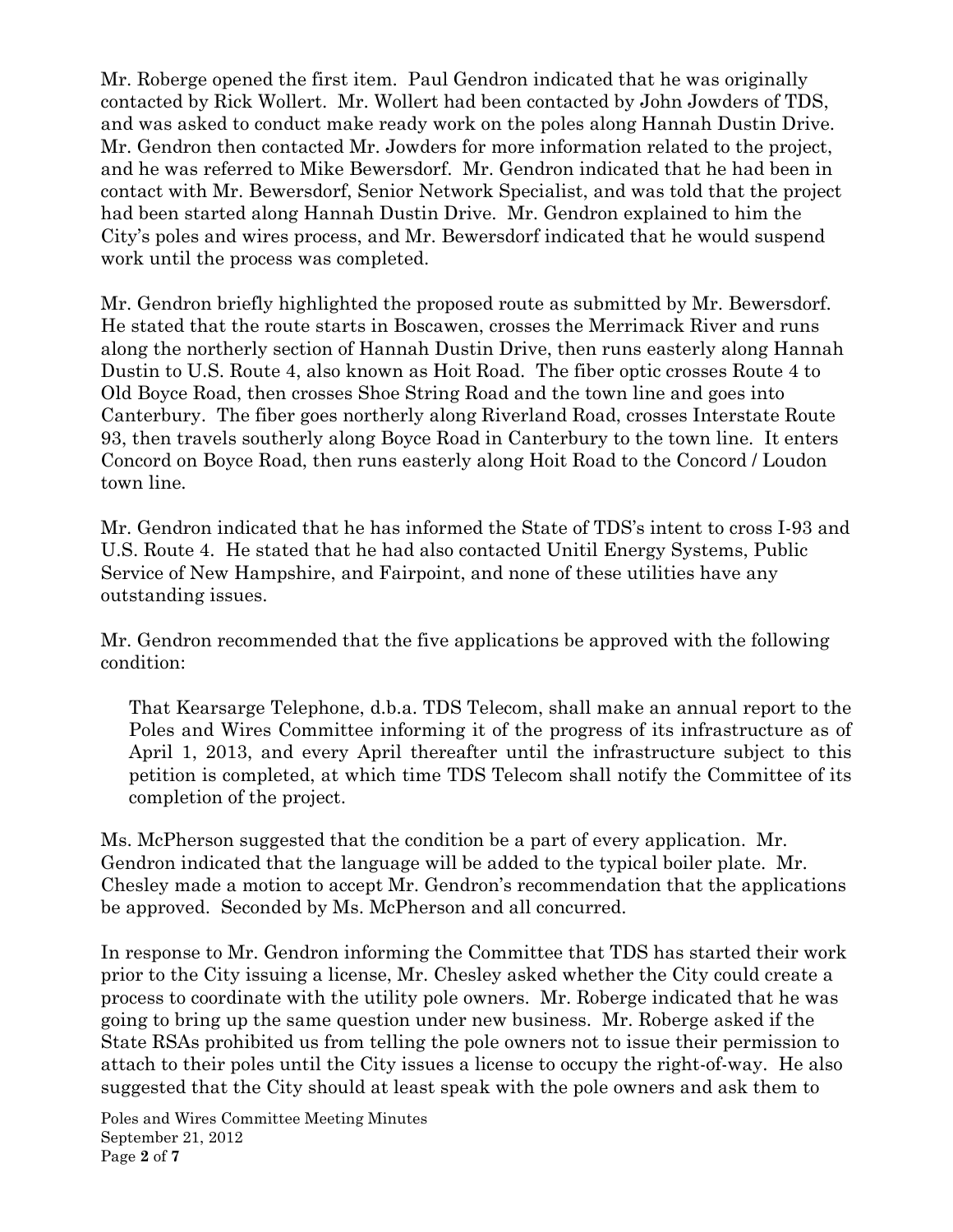Mr. Roberge opened the first item. Paul Gendron indicated that he was originally contacted by Rick Wollert. Mr. Wollert had been contacted by John Jowders of TDS, and was asked to conduct make ready work on the poles along Hannah Dustin Drive. Mr. Gendron then contacted Mr. Jowders for more information related to the project, and he was referred to Mike Bewersdorf. Mr. Gendron indicated that he had been in contact with Mr. Bewersdorf, Senior Network Specialist, and was told that the project had been started along Hannah Dustin Drive. Mr. Gendron explained to him the City's poles and wires process, and Mr. Bewersdorf indicated that he would suspend work until the process was completed.

Mr. Gendron briefly highlighted the proposed route as submitted by Mr. Bewersdorf. He stated that the route starts in Boscawen, crosses the Merrimack River and runs along the northerly section of Hannah Dustin Drive, then runs easterly along Hannah Dustin to U.S. Route 4, also known as Hoit Road. The fiber optic crosses Route 4 to Old Boyce Road, then crosses Shoe String Road and the town line and goes into Canterbury. The fiber goes northerly along Riverland Road, crosses Interstate Route 93, then travels southerly along Boyce Road in Canterbury to the town line. It enters Concord on Boyce Road, then runs easterly along Hoit Road to the Concord / Loudon town line.

Mr. Gendron indicated that he has informed the State of TDS's intent to cross I-93 and U.S. Route 4. He stated that he had also contacted Unitil Energy Systems, Public Service of New Hampshire, and Fairpoint, and none of these utilities have any outstanding issues.

Mr. Gendron recommended that the five applications be approved with the following condition:

> That Kearsarge Telephone, d.b.a. TDS Telecom, shall make an annual report to the Poles and Wires Committee informing it of the progress of its infrastructure as of April 1, 2013, and every April thereafter until the infrastructure subject to this petition is completed, at which time TDS Telecom shall notify the Committee of its completion of the project.

Ms. McPherson suggested that the condition be a part of every application. Mr. Gendron indicated that the language will be added to the typical boiler plate. Mr. Chesley made a motion to accept Mr. Gendron's recommendation that the applications be approved. Seconded by Ms. McPherson and all concurred.

In response to Mr. Gendron informing the Committee that TDS has started their work prior to the City issuing a license, Mr. Chesley asked whether the City could create a process to coordinate with the utility pole owners. Mr. Roberge indicated that he was going to bring up the same question under new business. Mr. Roberge asked if the State RSAs prohibited us from telling the pole owners not to issue their permission to attach to their poles until the City issues a license to occupy the right-of-way. He also suggested that the City should at least speak with the pole owners and ask them to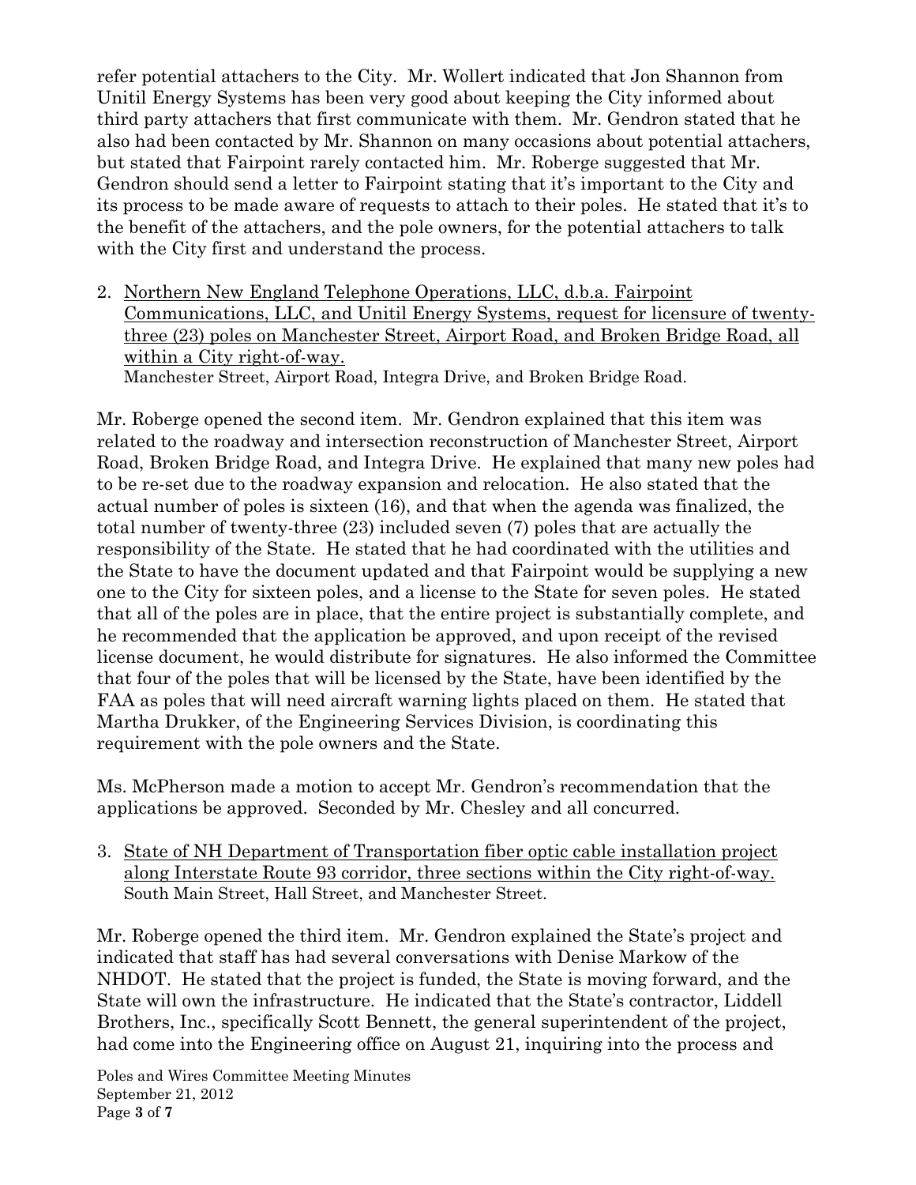refer potential attachers to the City. Mr. Wollert indicated that Jon Shannon from Unitil Energy Systems has been very good about keeping the City informed about third party attachers that first communicate with them. Mr. Gendron stated that he also had been contacted by Mr. Shannon on many occasions about potential attachers, but stated that Fairpoint rarely contacted him. Mr. Roberge suggested that Mr. Gendron should send a letter to Fairpoint stating that it's important to the City and its process to be made aware of requests to attach to their poles. He stated that it's to the benefit of the attachers, and the pole owners, for the potential attachers to talk with the City first and understand the process.

2. <u>Northern New England Telephone Operations, LLC, d.b.a. Fairpoint Communications, LLC, and Unitil Energy Systems, request for licensure of twenty-three (23) poles on Manchester Street, Airport Road, and Broken Bridge Road, all within a City right-of-way.</u>
   Manchester Street, Airport Road, Integra Drive, and Broken Bridge Road.

Mr. Roberge opened the second item. Mr. Gendron explained that this item was related to the roadway and intersection reconstruction of Manchester Street, Airport Road, Broken Bridge Road, and Integra Drive. He explained that many new poles had to be re-set due to the roadway expansion and relocation. He also stated that the actual number of poles is sixteen (16), and that when the agenda was finalized, the total number of twenty-three (23) included seven (7) poles that are actually the responsibility of the State. He stated that he had coordinated with the utilities and the State to have the document updated and that Fairpoint would be supplying a new one to the City for sixteen poles, and a license to the State for seven poles. He stated that all of the poles are in place, that the entire project is substantially complete, and he recommended that the application be approved, and upon receipt of the revised license document, he would distribute for signatures. He also informed the Committee that four of the poles that will be licensed by the State, have been identified by the FAA as poles that will need aircraft warning lights placed on them. He stated that Martha Drukker, of the Engineering Services Division, is coordinating this requirement with the pole owners and the State.

Ms. McPherson made a motion to accept Mr. Gendron's recommendation that the applications be approved. Seconded by Mr. Chesley and all concurred.

3. <u>State of NH Department of Transportation fiber optic cable installation project along Interstate Route 93 corridor, three sections within the City right-of-way.</u>
   South Main Street, Hall Street, and Manchester Street.

Mr. Roberge opened the third item. Mr. Gendron explained the State's project and indicated that staff has had several conversations with Denise Markow of the NHDOT. He stated that the project is funded, the State is moving forward, and the State will own the infrastructure. He indicated that the State's contractor, Liddell Brothers, Inc., specifically Scott Bennett, the general superintendent of the project, had come into the Engineering office on August 21, inquiring into the process and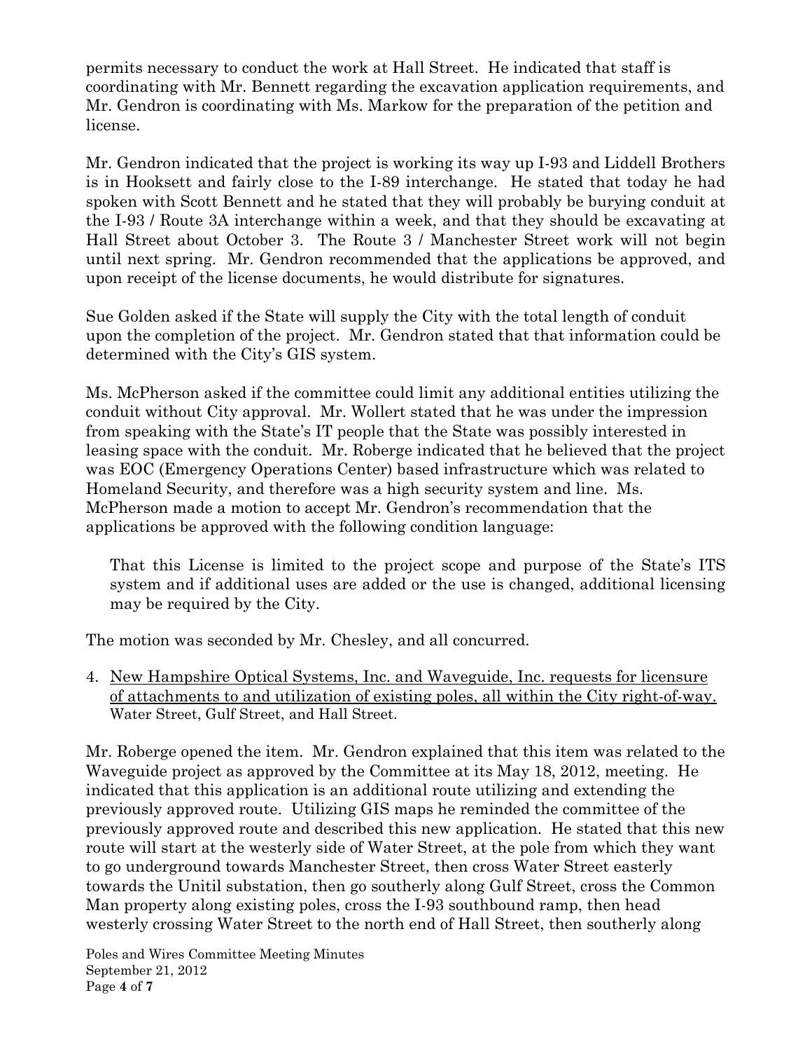permits necessary to conduct the work at Hall Street. He indicated that staff is coordinating with Mr. Bennett regarding the excavation application requirements, and Mr. Gendron is coordinating with Ms. Markow for the preparation of the petition and license.

Mr. Gendron indicated that the project is working its way up I-93 and Liddell Brothers is in Hooksett and fairly close to the I-89 interchange. He stated that today he had spoken with Scott Bennett and he stated that they will probably be burying conduit at the I-93 / Route 3A interchange within a week, and that they should be excavating at Hall Street about October 3. The Route 3 / Manchester Street work will not begin until next spring. Mr. Gendron recommended that the applications be approved, and upon receipt of the license documents, he would distribute for signatures.

Sue Golden asked if the State will supply the City with the total length of conduit upon the completion of the project. Mr. Gendron stated that that information could be determined with the City's GIS system.

Ms. McPherson asked if the committee could limit any additional entities utilizing the conduit without City approval. Mr. Wollert stated that he was under the impression from speaking with the State's IT people that the State was possibly interested in leasing space with the conduit. Mr. Roberge indicated that he believed that the project was EOC (Emergency Operations Center) based infrastructure which was related to Homeland Security, and therefore was a high security system and line. Ms. McPherson made a motion to accept Mr. Gendron's recommendation that the applications be approved with the following condition language:

> That this License is limited to the project scope and purpose of the State's ITS system and if additional uses are added or the use is changed, additional licensing may be required by the City.

The motion was seconded by Mr. Chesley, and all concurred.

4. <u>New Hampshire Optical Systems, Inc. and Waveguide, Inc. requests for licensure of attachments to and utilization of existing poles, all within the City right-of-way.</u> Water Street, Gulf Street, and Hall Street.

Mr. Roberge opened the item. Mr. Gendron explained that this item was related to the Waveguide project as approved by the Committee at its May 18, 2012, meeting. He indicated that this application is an additional route utilizing and extending the previously approved route. Utilizing GIS maps he reminded the committee of the previously approved route and described this new application. He stated that this new route will start at the westerly side of Water Street, at the pole from which they want to go underground towards Manchester Street, then cross Water Street easterly towards the Unitil substation, then go southerly along Gulf Street, cross the Common Man property along existing poles, cross the I-93 southbound ramp, then head westerly crossing Water Street to the north end of Hall Street, then southerly along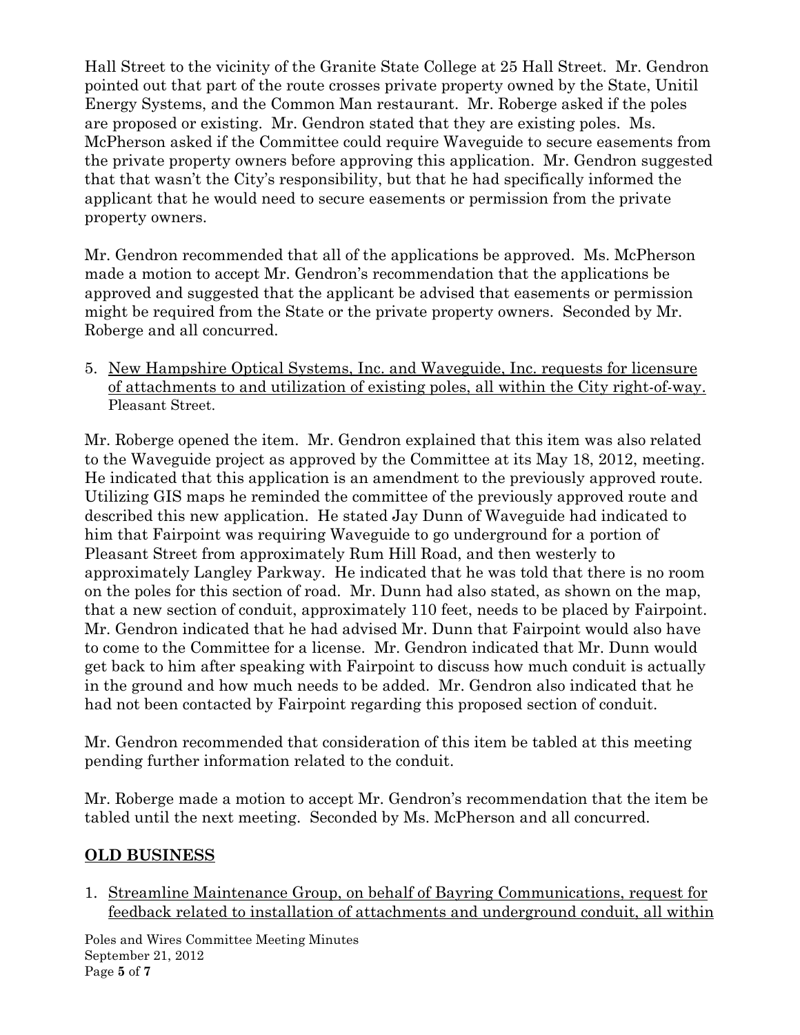Hall Street to the vicinity of the Granite State College at 25 Hall Street. Mr. Gendron pointed out that part of the route crosses private property owned by the State, Unitil Energy Systems, and the Common Man restaurant. Mr. Roberge asked if the poles are proposed or existing. Mr. Gendron stated that they are existing poles. Ms. McPherson asked if the Committee could require Waveguide to secure easements from the private property owners before approving this application. Mr. Gendron suggested that that wasn't the City's responsibility, but that he had specifically informed the applicant that he would need to secure easements or permission from the private property owners.

Mr. Gendron recommended that all of the applications be approved. Ms. McPherson made a motion to accept Mr. Gendron's recommendation that the applications be approved and suggested that the applicant be advised that easements or permission might be required from the State or the private property owners. Seconded by Mr. Roberge and all concurred.

5. <u>New Hampshire Optical Systems, Inc. and Waveguide, Inc. requests for licensure of attachments to and utilization of existing poles, all within the City right-of-way.</u> Pleasant Street.

Mr. Roberge opened the item. Mr. Gendron explained that this item was also related to the Waveguide project as approved by the Committee at its May 18, 2012, meeting. He indicated that this application is an amendment to the previously approved route. Utilizing GIS maps he reminded the committee of the previously approved route and described this new application. He stated Jay Dunn of Waveguide had indicated to him that Fairpoint was requiring Waveguide to go underground for a portion of Pleasant Street from approximately Rum Hill Road, and then westerly to approximately Langley Parkway. He indicated that he was told that there is no room on the poles for this section of road. Mr. Dunn had also stated, as shown on the map, that a new section of conduit, approximately 110 feet, needs to be placed by Fairpoint. Mr. Gendron indicated that he had advised Mr. Dunn that Fairpoint would also have to come to the Committee for a license. Mr. Gendron indicated that Mr. Dunn would get back to him after speaking with Fairpoint to discuss how much conduit is actually in the ground and how much needs to be added. Mr. Gendron also indicated that he had not been contacted by Fairpoint regarding this proposed section of conduit.

Mr. Gendron recommended that consideration of this item be tabled at this meeting pending further information related to the conduit.

Mr. Roberge made a motion to accept Mr. Gendron's recommendation that the item be tabled until the next meeting. Seconded by Ms. McPherson and all concurred.

## OLD BUSINESS

1. <u>Streamline Maintenance Group, on behalf of Bayring Communications, request for feedback related to installation of attachments and underground conduit, all within</u>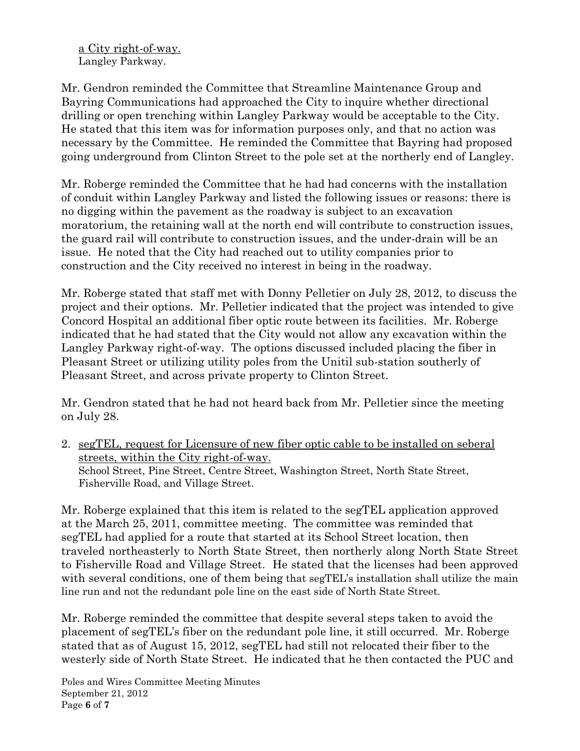a City right-of-way.
Langley Parkway.

Mr. Gendron reminded the Committee that Streamline Maintenance Group and Bayring Communications had approached the City to inquire whether directional drilling or open trenching within Langley Parkway would be acceptable to the City. He stated that this item was for information purposes only, and that no action was necessary by the Committee. He reminded the Committee that Bayring had proposed going underground from Clinton Street to the pole set at the northerly end of Langley.

Mr. Roberge reminded the Committee that he had had concerns with the installation of conduit within Langley Parkway and listed the following issues or reasons: there is no digging within the pavement as the roadway is subject to an excavation moratorium, the retaining wall at the north end will contribute to construction issues, the guard rail will contribute to construction issues, and the under-drain will be an issue. He noted that the City had reached out to utility companies prior to construction and the City received no interest in being in the roadway.

Mr. Roberge stated that staff met with Donny Pelletier on July 28, 2012, to discuss the project and their options. Mr. Pelletier indicated that the project was intended to give Concord Hospital an additional fiber optic route between its facilities. Mr. Roberge indicated that he had stated that the City would not allow any excavation within the Langley Parkway right-of-way. The options discussed included placing the fiber in Pleasant Street or utilizing utility poles from the Unitil sub-station southerly of Pleasant Street, and across private property to Clinton Street.

Mr. Gendron stated that he had not heard back from Mr. Pelletier since the meeting on July 28.

2. segTEL, request for Licensure of new fiber optic cable to be installed on seberal streets, within the City right-of-way.
   School Street, Pine Street, Centre Street, Washington Street, North State Street, Fisherville Road, and Village Street.

Mr. Roberge explained that this item is related to the segTEL application approved at the March 25, 2011, committee meeting. The committee was reminded that segTEL had applied for a route that started at its School Street location, then traveled northeasterly to North State Street, then northerly along North State Street to Fisherville Road and Village Street. He stated that the licenses had been approved with several conditions, one of them being that segTEL's installation shall utilize the main line run and not the redundant pole line on the east side of North State Street.

Mr. Roberge reminded the committee that despite several steps taken to avoid the placement of segTEL's fiber on the redundant pole line, it still occurred. Mr. Roberge stated that as of August 15, 2012, segTEL had still not relocated their fiber to the westerly side of North State Street. He indicated that he then contacted the PUC and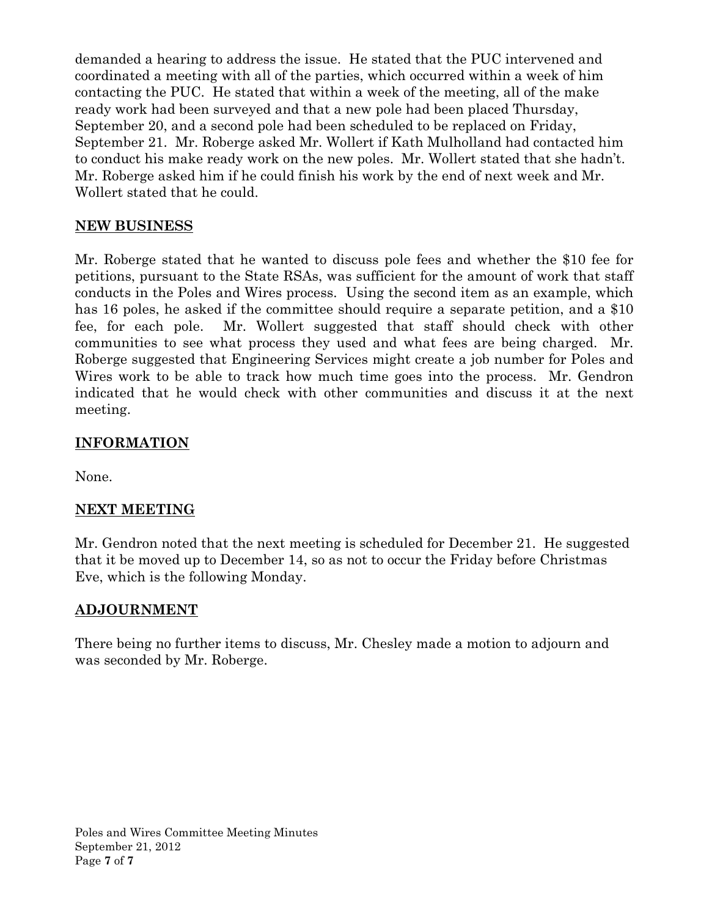demanded a hearing to address the issue. He stated that the PUC intervened and coordinated a meeting with all of the parties, which occurred within a week of him contacting the PUC. He stated that within a week of the meeting, all of the make ready work had been surveyed and that a new pole had been placed Thursday, September 20, and a second pole had been scheduled to be replaced on Friday, September 21. Mr. Roberge asked Mr. Wollert if Kath Mulholland had contacted him to conduct his make ready work on the new poles. Mr. Wollert stated that she hadn't. Mr. Roberge asked him if he could finish his work by the end of next week and Mr. Wollert stated that he could.

## NEW BUSINESS

Mr. Roberge stated that he wanted to discuss pole fees and whether the $10 fee for petitions, pursuant to the State RSAs, was sufficient for the amount of work that staff conducts in the Poles and Wires process. Using the second item as an example, which has 16 poles, he asked if the committee should require a separate petition, and a $10 fee, for each pole. Mr. Wollert suggested that staff should check with other communities to see what process they used and what fees are being charged. Mr. Roberge suggested that Engineering Services might create a job number for Poles and Wires work to be able to track how much time goes into the process. Mr. Gendron indicated that he would check with other communities and discuss it at the next meeting.

## INFORMATION

None.

## NEXT MEETING

Mr. Gendron noted that the next meeting is scheduled for December 21. He suggested that it be moved up to December 14, so as not to occur the Friday before Christmas Eve, which is the following Monday.

## ADJOURNMENT

There being no further items to discuss, Mr. Chesley made a motion to adjourn and was seconded by Mr. Roberge.